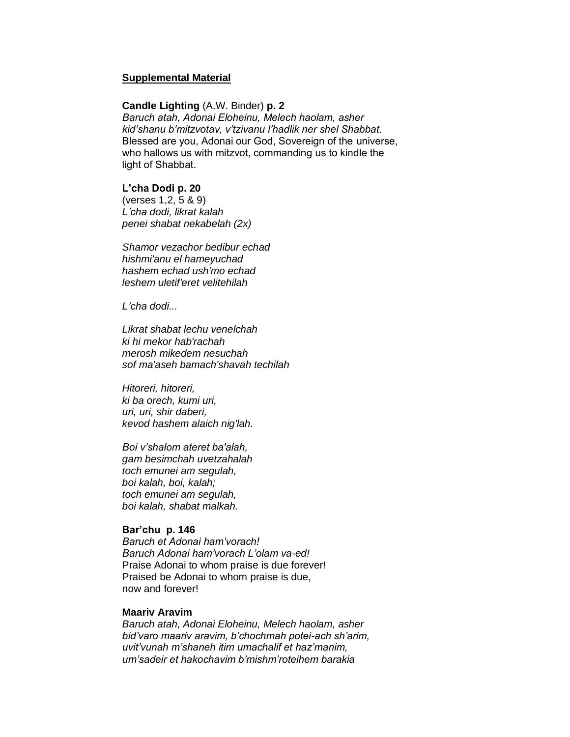**<u>Supplemental Material</u>**

**Candle Lighting** (A.W. Binder) **p. 2**
*Baruch atah, Adonai Eloheinu, Melech haolam, asher kid'shanu b'mitzvotav, v'tzivanu l'hadlik ner shel Shabbat.*
Blessed are you, Adonai our God, Sovereign of the universe, who hallows us with mitzvot, commanding us to kindle the light of Shabbat.

**L'cha Dodi p. 20**
(verses 1,2, 5 & 9)
*L'cha dodi, likrat kalah*
*penei shabat nekabelah (2x)*

*Shamor vezachor bedibur echad*
*hishmi'anu el hameyuchad*
*hashem echad ush'mo echad*
*leshem uletif'eret velitehilah*

*L'cha dodi...*

*Likrat shabat lechu venelchah*
*ki hi mekor hab'rachah*
*merosh mikedem nesuchah*
*sof ma'aseh bamach'shavah techilah*

*Hitoreri, hitoreri,*
*ki ba orech, kumi uri,*
*uri, uri, shir daberi,*
*kevod hashem alaich nig'lah.*

*Boi v'shalom ateret ba'alah,*
*gam besimchah uvetzahalah*
*toch emunei am segulah,*
*boi kalah, boi, kalah;*
*toch emunei am segulah,*
*boi kalah, shabat malkah.*

**Bar'chu p. 146**
*Baruch et Adonai ham'vorach!*
*Baruch Adonai ham'vorach L'olam va-ed!*
Praise Adonai to whom praise is due forever!
Praised be Adonai to whom praise is due,
now and forever!

**Maariv Aravim**
*Baruch atah, Adonai Eloheinu, Melech haolam, asher bid'varo maariv aravim, b'chochmah potei-ach sh'arim, uvit'vunah m'shaneh itim umachalif et haz'manim, um'sadeir et hakochavim b'mishm'roteihem barakia*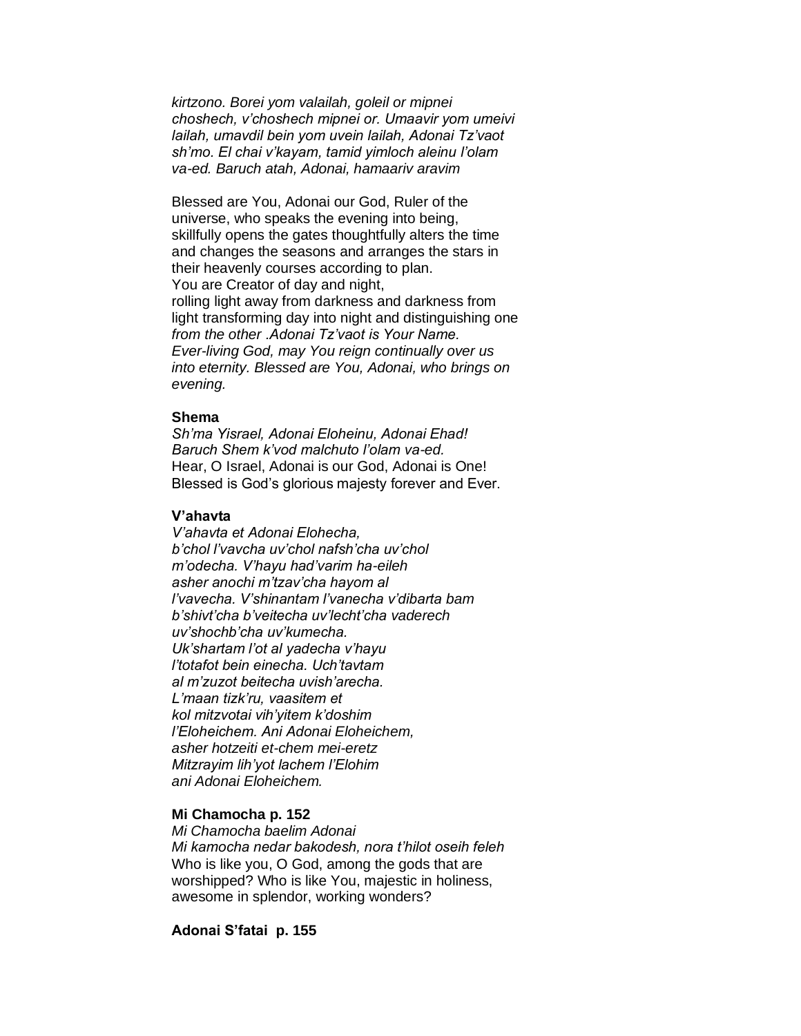*kirtzono. Borei yom valailah, goleil or mipnei choshech, v'choshech mipnei or. Umaavir yom umeivi lailah, umavdil bein yom uvein lailah, Adonai Tz'vaot sh'mo. El chai v'kayam, tamid yimloch aleinu l'olam va-ed. Baruch atah, Adonai, hamaariv aravim*

Blessed are You, Adonai our God, Ruler of the universe, who speaks the evening into being, skillfully opens the gates thoughtfully alters the time and changes the seasons and arranges the stars in their heavenly courses according to plan.
You are Creator of day and night,
rolling light away from darkness and darkness from light transforming day into night and distinguishing one *from the other .Adonai Tz'vaot is Your Name. Ever-living God, may You reign continually over us into eternity. Blessed are You, Adonai, who brings on evening.*

**Shema**
*Sh'ma Yisrael, Adonai Eloheinu, Adonai Ehad!*
*Baruch Shem k'vod malchuto l'olam va-ed.*
Hear, O Israel, Adonai is our God, Adonai is One!
Blessed is God's glorious majesty forever and Ever.

**V'ahavta**
*V'ahavta et Adonai Elohecha,*
*b'chol l'vavcha uv'chol nafsh'cha uv'chol*
*m'odecha. V'hayu had'varim ha-eileh*
*asher anochi m'tzav'cha hayom al*
*l'vavecha. V'shinantam l'vanecha v'dibarta bam*
*b'shivt'cha b'veitecha uv'lecht'cha vaderech*
*uv'shochb'cha uv'kumecha.*
*Uk'shartam l'ot al yadecha v'hayu*
*l'totafot bein einecha. Uch'tavtam*
*al m'zuzot beitecha uvish'arecha.*
*L'maan tizk'ru, vaasitem et*
*kol mitzvotai vih'yitem k'doshim*
*l'Eloheichem. Ani Adonai Eloheichem,*
*asher hotzeiti et-chem mei-eretz*
*Mitzrayim lih'yot lachem l'Elohim*
*ani Adonai Eloheichem.*

**Mi Chamocha p. 152**
*Mi Chamocha baelim Adonai*
*Mi kamocha nedar bakodesh, nora t'hilot oseih feleh*
Who is like you, O God, among the gods that are worshipped? Who is like You, majestic in holiness, awesome in splendor, working wonders?

**Adonai S'fatai p. 155**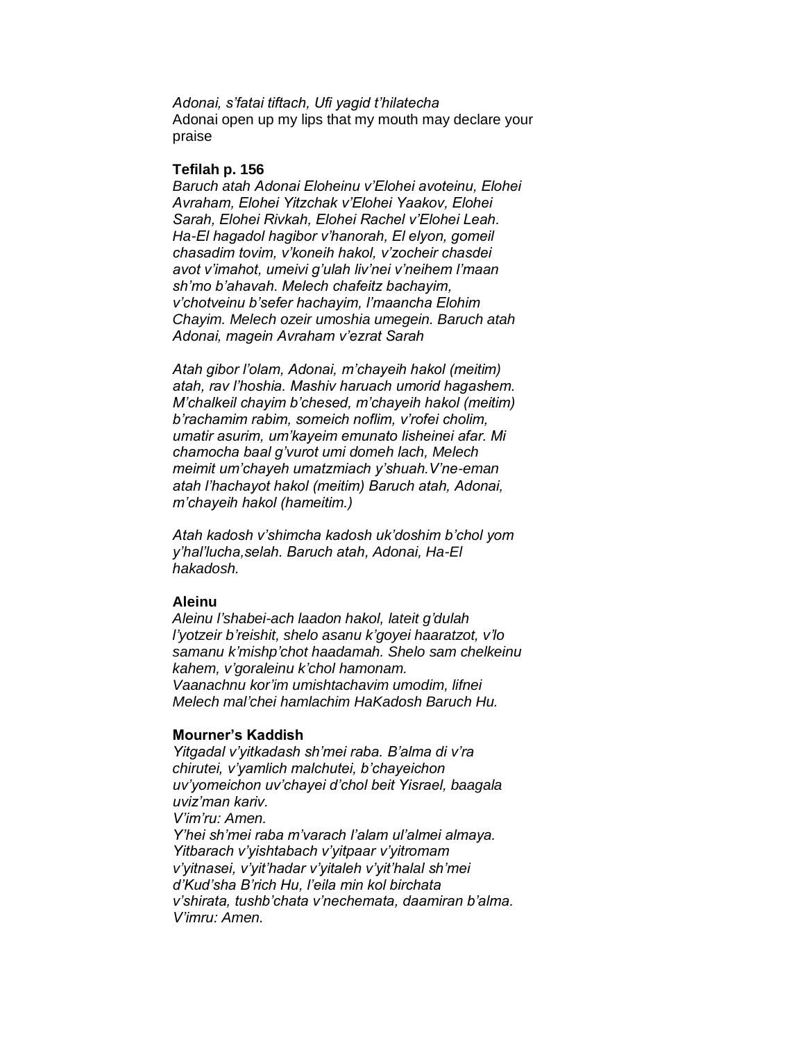*Adonai, s'fatai tiftach, Ufi yagid t'hilatecha*
Adonai open up my lips that my mouth may declare your praise

**Tefilah p. 156**

*Baruch atah Adonai Eloheinu v'Elohei avoteinu, Elohei Avraham, Elohei Yitzchak v'Elohei Yaakov, Elohei Sarah, Elohei Rivkah, Elohei Rachel v'Elohei Leah. Ha-El hagadol hagibor v'hanorah, El elyon, gomeil chasadim tovim, v'koneih hakol, v'zocheir chasdei avot v'imahot, umeivi g'ulah liv'nei v'neihem l'maan sh'mo b'ahavah. Melech chafeitz bachayim, v'chotveinu b'sefer hachayim, l'maancha Elohim Chayim. Melech ozeir umoshia umegein. Baruch atah Adonai, magein Avraham v'ezrat Sarah*

*Atah gibor l'olam, Adonai, m'chayeih hakol (meitim) atah, rav l'hoshia. Mashiv haruach umorid hagashem. M'chalkeil chayim b'chesed, m'chayeih hakol (meitim) b'rachamim rabim, someich noflim, v'rofei cholim, umatir asurim, um'kayeim emunato lisheinei afar. Mi chamocha baal g'vurot umi domeh lach, Melech meimit um'chayeh umatzmiach y'shuah.V'ne-eman atah l'hachayot hakol (meitim) Baruch atah, Adonai, m'chayeih hakol (hameitim.)*

*Atah kadosh v'shimcha kadosh uk'doshim b'chol yom y'hal'lucha,selah. Baruch atah, Adonai, Ha-El hakadosh.*

**Aleinu**

*Aleinu l'shabei-ach laadon hakol, lateit g'dulah l'yotzeir b'reishit, shelo asanu k'goyei haaratzot, v'lo samanu k'mishp'chot haadamah. Shelo sam chelkeinu kahem, v'goraleinu k'chol hamonam.*
*Vaanachnu kor'im umishtachavim umodim, lifnei Melech mal'chei hamlachim HaKadosh Baruch Hu.*

**Mourner's Kaddish**

*Yitgadal v'yitkadash sh'mei raba. B'alma di v'ra chirutei, v'yamlich malchutei, b'chayeichon uv'yomeichon uv'chayei d'chol beit Yisrael, baagala uviz'man kariv.*
*V'im'ru: Amen.*
*Y'hei sh'mei raba m'varach l'alam ul'almei almaya. Yitbarach v'yishtabach v'yitpaar v'yitromam v'yitnasei, v'yit'hadar v'yitaleh v'yit'halal sh'mei d'Kud'sha B'rich Hu, l'eila min kol birchata v'shirata, tushb'chata v'nechemata, daamiran b'alma. V'imru: Amen.*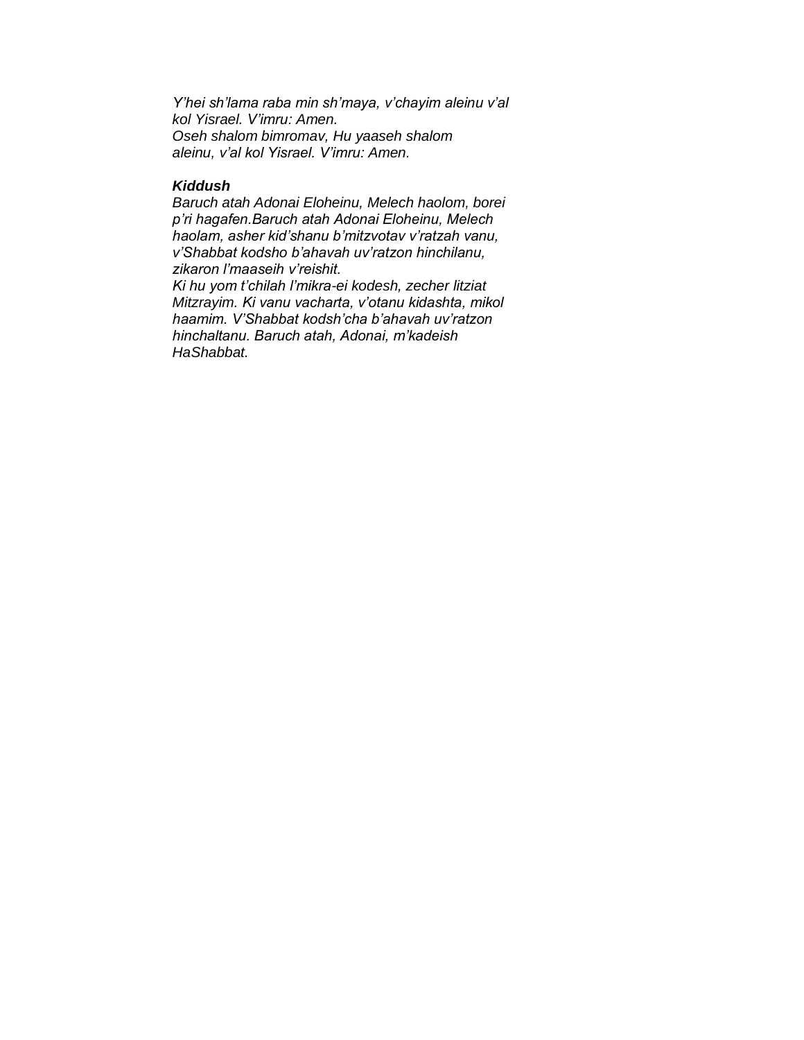*Y'hei sh'lama raba min sh'maya, v'chayim aleinu v'al kol Yisrael. V'imru: Amen.*
*Oseh shalom bimromav, Hu yaaseh shalom aleinu, v'al kol Yisrael. V'imru: Amen.*

***Kiddush***

*Baruch atah Adonai Eloheinu, Melech haolom, borei p'ri hagafen.Baruch atah Adonai Eloheinu, Melech haolam, asher kid'shanu b'mitzvotav v'ratzah vanu, v'Shabbat kodsho b'ahavah uv'ratzon hinchilanu, zikaron l'maaseih v'reishit.*
*Ki hu yom t'chilah l'mikra-ei kodesh, zecher litziat Mitzrayim. Ki vanu vacharta, v'otanu kidashta, mikol haamim. V'Shabbat kodsh'cha b'ahavah uv'ratzon hinchaltanu. Baruch atah, Adonai, m'kadeish HaShabbat.*